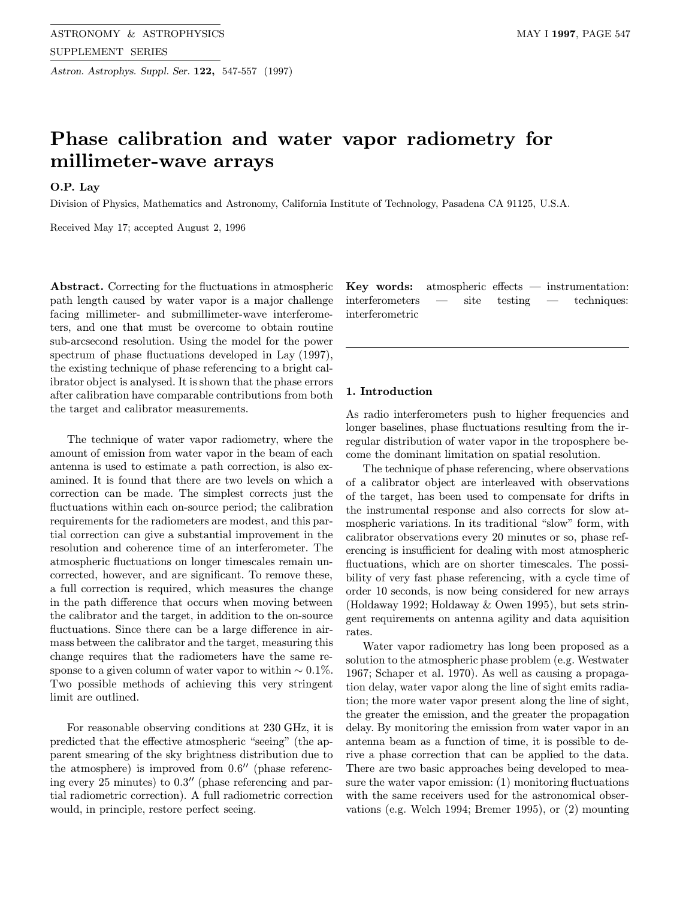# Phase calibration and water vapor radiometry for millimeter-wave arrays

**O.P. Lay**

Division of Physics, Mathematics and Astronomy, California Institute of Technology, Pasadena CA 91125, U.S.A.

Received May 17; accepted August 2, 1996

**Abstract.** Correcting for the fluctuations in atmospheric path length caused by water vapor is a major challenge facing millimeter- and submillimeter-wave interferometers, and one that must be overcome to obtain routine sub-arcsecond resolution. Using the model for the power spectrum of phase fluctuations developed in Lay (1997), the existing technique of phase referencing to a bright calibrator object is analysed. It is shown that the phase errors after calibration have comparable contributions from both the target and calibrator measurements.

The technique of water vapor radiometry, where the amount of emission from water vapor in the beam of each antenna is used to estimate a path correction, is also examined. It is found that there are two levels on which a correction can be made. The simplest corrects just the fluctuations within each on-source period; the calibration requirements for the radiometers are modest, and this partial correction can give a substantial improvement in the resolution and coherence time of an interferometer. The atmospheric fluctuations on longer timescales remain uncorrected, however, and are significant. To remove these, a full correction is required, which measures the change in the path difference that occurs when moving between the calibrator and the target, in addition to the on-source fluctuations. Since there can be a large difference in airmass between the calibrator and the target, measuring this change requires that the radiometers have the same response to a given column of water vapor to within $\sim 0.1\%$. Two possible methods of achieving this very stringent limit are outlined.

For reasonable observing conditions at 230 GHz, it is predicted that the effective atmospheric "seeing" (the apparent smearing of the sky brightness distribution due to the atmosphere) is improved from $0.6''$ (phase referencing every 25 minutes) to $0.3''$ (phase referencing and partial radiometric correction). A full radiometric correction would, in principle, restore perfect seeing.

**Key words:** atmospheric effects — instrumentation: interferometers — site testing — techniques: interferometric

## 1. Introduction

As radio interferometers push to higher frequencies and longer baselines, phase fluctuations resulting from the irregular distribution of water vapor in the troposphere become the dominant limitation on spatial resolution.

The technique of phase referencing, where observations of a calibrator object are interleaved with observations of the target, has been used to compensate for drifts in the instrumental response and also corrects for slow atmospheric variations. In its traditional "slow" form, with calibrator observations every 20 minutes or so, phase referencing is insufficient for dealing with most atmospheric fluctuations, which are on shorter timescales. The possibility of very fast phase referencing, with a cycle time of order 10 seconds, is now being considered for new arrays (Holdaway 1992; Holdaway & Owen 1995), but sets stringent requirements on antenna agility and data aquisition rates.

Water vapor radiometry has long been proposed as a solution to the atmospheric phase problem (e.g. Westwater 1967; Schaper et al. 1970). As well as causing a propagation delay, water vapor along the line of sight emits radiation; the more water vapor present along the line of sight, the greater the emission, and the greater the propagation delay. By monitoring the emission from water vapor in an antenna beam as a function of time, it is possible to derive a phase correction that can be applied to the data. There are two basic approaches being developed to measure the water vapor emission: (1) monitoring fluctuations with the same receivers used for the astronomical observations (e.g. Welch 1994; Bremer 1995), or (2) mounting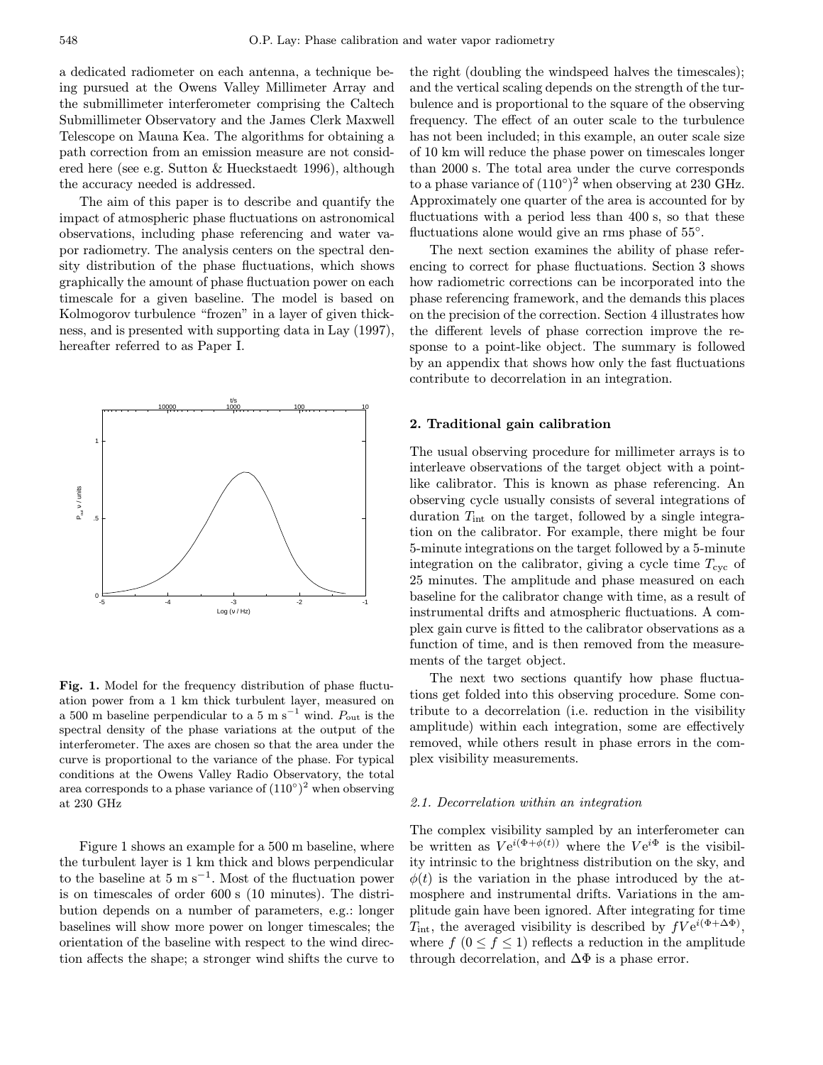a dedicated radiometer on each antenna, a technique being pursued at the Owens Valley Millimeter Array and the submillimeter interferometer comprising the Caltech Submillimeter Observatory and the James Clerk Maxwell Telescope on Mauna Kea. The algorithms for obtaining a path correction from an emission measure are not considered here (see e.g. Sutton & Hueckstaedt 1996), although the accuracy needed is addressed.

The aim of this paper is to describe and quantify the impact of atmospheric phase fluctuations on astronomical observations, including phase referencing and water vapor radiometry. The analysis centers on the spectral density distribution of the phase fluctuations, which shows graphically the amount of phase fluctuation power on each timescale for a given baseline. The model is based on Kolmogorov turbulence "frozen" in a layer of given thickness, and is presented with supporting data in Lay (1997), hereafter referred to as Paper I.

**Fig. 1.** Model for the frequency distribution of phase fluctuation power from a 1 km thick turbulent layer, measured on a 500 m baseline perpendicular to a 5 m s$^{-1}$ wind. $P_{\rm out}$ is the spectral density of the phase variations at the output of the interferometer. The axes are chosen so that the area under the curve is proportional to the variance of the phase. For typical conditions at the Owens Valley Radio Observatory, the total area corresponds to a phase variance of $(110^\circ)^2$ when observing at 230 GHz

Figure 1 shows an example for a 500 m baseline, where the turbulent layer is 1 km thick and blows perpendicular to the baseline at 5 m s$^{-1}$. Most of the fluctuation power is on timescales of order 600 s (10 minutes). The distribution depends on a number of parameters, e.g.: longer baselines will show more power on longer timescales; the orientation of the baseline with respect to the wind direction affects the shape; a stronger wind shifts the curve to the right (doubling the windspeed halves the timescales); and the vertical scaling depends on the strength of the turbulence and is proportional to the square of the observing frequency. The effect of an outer scale to the turbulence has not been included; in this example, an outer scale size of 10 km will reduce the phase power on timescales longer than 2000 s. The total area under the curve corresponds to a phase variance of $(110^\circ)^2$ when observing at 230 GHz. Approximately one quarter of the area is accounted for by fluctuations with a period less than 400 s, so that these fluctuations alone would give an rms phase of $55^\circ$.

The next section examines the ability of phase referencing to correct for phase fluctuations. Section 3 shows how radiometric corrections can be incorporated into the phase referencing framework, and the demands this places on the precision of the correction. Section 4 illustrates how the different levels of phase correction improve the response to a point-like object. The summary is followed by an appendix that shows how only the fast fluctuations contribute to decorrelation in an integration.

## 2. Traditional gain calibration

The usual observing procedure for millimeter arrays is to interleave observations of the target object with a point-like calibrator. This is known as phase referencing. An observing cycle usually consists of several integrations of duration $T_{\rm int}$ on the target, followed by a single integration on the calibrator. For example, there might be four 5-minute integrations on the target followed by a 5-minute integration on the calibrator, giving a cycle time $T_{\rm cyc}$ of 25 minutes. The amplitude and phase measured on each baseline for the calibrator change with time, as a result of instrumental drifts and atmospheric fluctuations. A complex gain curve is fitted to the calibrator observations as a function of time, and is then removed from the measurements of the target object.

The next two sections quantify how phase fluctuations get folded into this observing procedure. Some contribute to a decorrelation (i.e. reduction in the visibility amplitude) within each integration, some are effectively removed, while others result in phase errors in the complex visibility measurements.

### *2.1. Decorrelation within an integration*

The complex visibility sampled by an interferometer can be written as $V{\rm e}^{i(\Phi+\phi(t))}$ where the $V{\rm e}^{i\Phi}$ is the visibility intrinsic to the brightness distribution on the sky, and $\phi(t)$ is the variation in the phase introduced by the atmosphere and instrumental drifts. Variations in the amplitude gain have been ignored. After integrating for time $T_{\rm int}$, the averaged visibility is described by $fV{\rm e}^{i(\Phi+\Delta\Phi)}$, where $f$ $(0 \leq f \leq 1)$ reflects a reduction in the amplitude through decorrelation, and $\Delta\Phi$ is a phase error.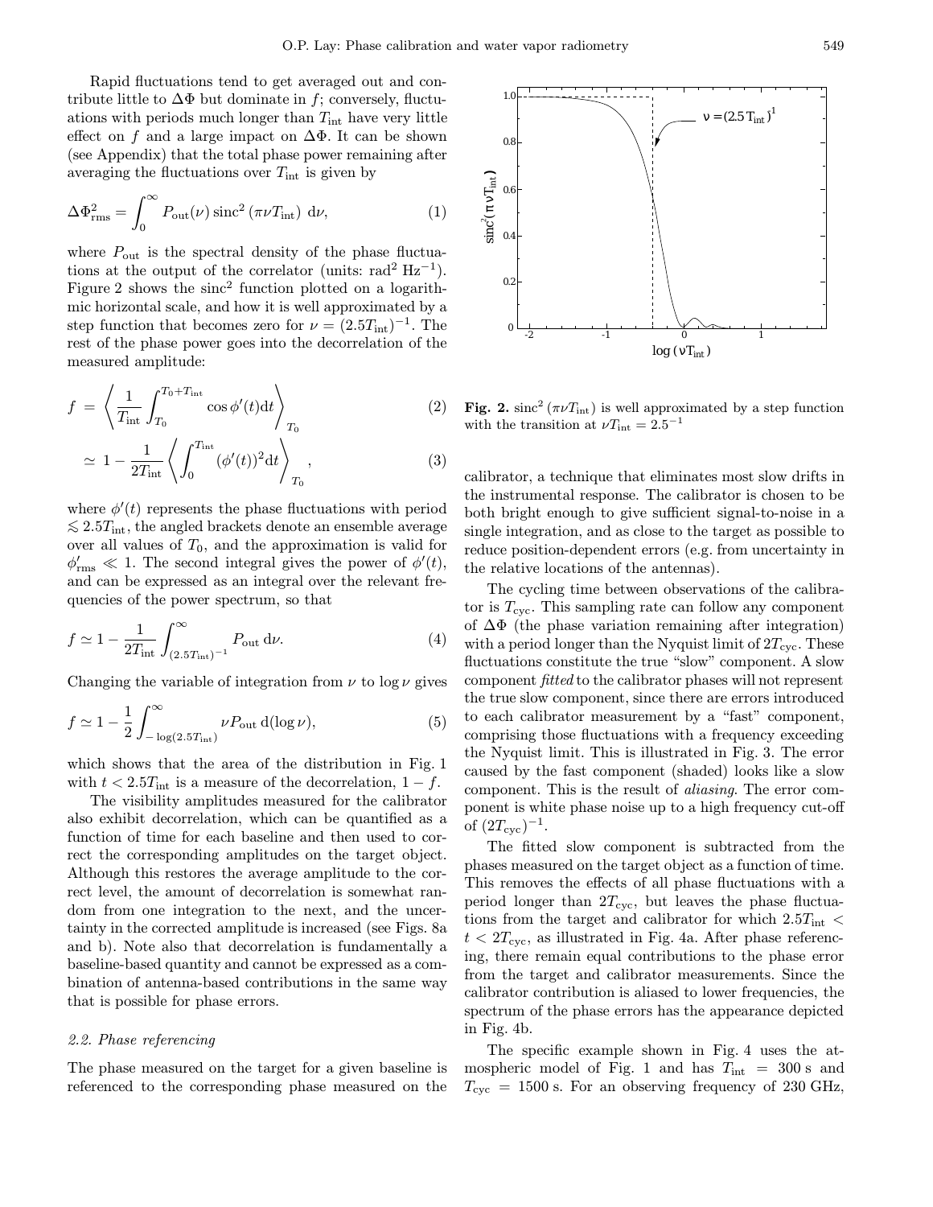Rapid fluctuations tend to get averaged out and contribute little to $\Delta\Phi$ but dominate in $f$; conversely, fluctuations with periods much longer than $T_{\rm int}$ have very little effect on $f$ and a large impact on $\Delta\Phi$. It can be shown (see Appendix) that the total phase power remaining after averaging the fluctuations over $T_{\rm int}$ is given by

$$\Delta\Phi_{\rm rms}^2 = \int_0^\infty P_{\rm out}(\nu)\,{\rm sinc}^2\left(\pi\nu T_{\rm int}\right)\,{\rm d}\nu, \tag{1}$$

where $P_{\rm out}$ is the spectral density of the phase fluctuations at the output of the correlator (units: rad$^2$ Hz$^{-1}$). Figure 2 shows the sinc$^2$ function plotted on a logarithmic horizontal scale, and how it is well approximated by a step function that becomes zero for $\nu = (2.5T_{\rm int})^{-1}$. The rest of the phase power goes into the decorrelation of the measured amplitude:

$$f = \left\langle \frac{1}{T_{\rm int}} \int_{T_0}^{T_0+T_{\rm int}} \cos\phi'(t){\rm d}t \right\rangle_{T_0} \tag{2}$$

$$\simeq 1 - \frac{1}{2T_{\rm int}} \left\langle \int_0^{T_{\rm int}} (\phi'(t))^2 {\rm d}t \right\rangle_{T_0}, \tag{3}$$

where $\phi'(t)$ represents the phase fluctuations with period $\lesssim 2.5T_{\rm int}$, the angled brackets denote an ensemble average over all values of $T_0$, and the approximation is valid for $\phi'_{\rm rms} \ll 1$. The second integral gives the power of $\phi'(t)$, and can be expressed as an integral over the relevant frequencies of the power spectrum, so that

$$f \simeq 1 - \frac{1}{2T_{\rm int}} \int_{(2.5T_{\rm int})^{-1}}^{\infty} P_{\rm out}\,{\rm d}\nu. \tag{4}$$

Changing the variable of integration from $\nu$ to $\log\nu$ gives

$$f \simeq 1 - \frac{1}{2} \int_{-\log(2.5T_{\rm int})}^{\infty} \nu P_{\rm out}\,{\rm d}(\log\nu), \tag{5}$$

which shows that the area of the distribution in Fig. 1 with $t < 2.5T_{\rm int}$ is a measure of the decorrelation, $1 - f$.

The visibility amplitudes measured for the calibrator also exhibit decorrelation, which can be quantified as a function of time for each baseline and then used to correct the corresponding amplitudes on the target object. Although this restores the average amplitude to the correct level, the amount of decorrelation is somewhat random from one integration to the next, and the uncertainty in the corrected amplitude is increased (see Figs. 8a and b). Note also that decorrelation is fundamentally a baseline-based quantity and cannot be expressed as a combination of antenna-based contributions in the same way that is possible for phase errors.

### 2.2. Phase referencing

The phase measured on the target for a given baseline is referenced to the corresponding phase measured on the calibrator, a technique that eliminates most slow drifts in the instrumental response. The calibrator is chosen to be both bright enough to give sufficient signal-to-noise in a single integration, and as close to the target as possible to reduce position-dependent errors (e.g. from uncertainty in the relative locations of the antennas).

**Fig. 2.** ${\rm sinc}^2\,(\pi\nu T_{\rm int})$ is well approximated by a step function with the transition at $\nu T_{\rm int} = 2.5^{-1}$

The cycling time between observations of the calibrator is $T_{\rm cyc}$. This sampling rate can follow any component of $\Delta\Phi$ (the phase variation remaining after integration) with a period longer than the Nyquist limit of $2T_{\rm cyc}$. These fluctuations constitute the true "slow" component. A slow component *fitted* to the calibrator phases will not represent the true slow component, since there are errors introduced to each calibrator measurement by a "fast" component, comprising those fluctuations with a frequency exceeding the Nyquist limit. This is illustrated in Fig. 3. The error caused by the fast component (shaded) looks like a slow component. This is the result of *aliasing*. The error component is white phase noise up to a high frequency cut-off of $(2T_{\rm cyc})^{-1}$.

The fitted slow component is subtracted from the phases measured on the target object as a function of time. This removes the effects of all phase fluctuations with a period longer than $2T_{\rm cyc}$, but leaves the phase fluctuations from the target and calibrator for which $2.5T_{\rm int} < t < 2T_{\rm cyc}$, as illustrated in Fig. 4a. After phase referencing, there remain equal contributions to the phase error from the target and calibrator measurements. Since the calibrator contribution is aliased to lower frequencies, the spectrum of the phase errors has the appearance depicted in Fig. 4b.

The specific example shown in Fig. 4 uses the atmospheric model of Fig. 1 and has $T_{\rm int} = 300$ s and $T_{\rm cyc} = 1500$ s. For an observing frequency of 230 GHz,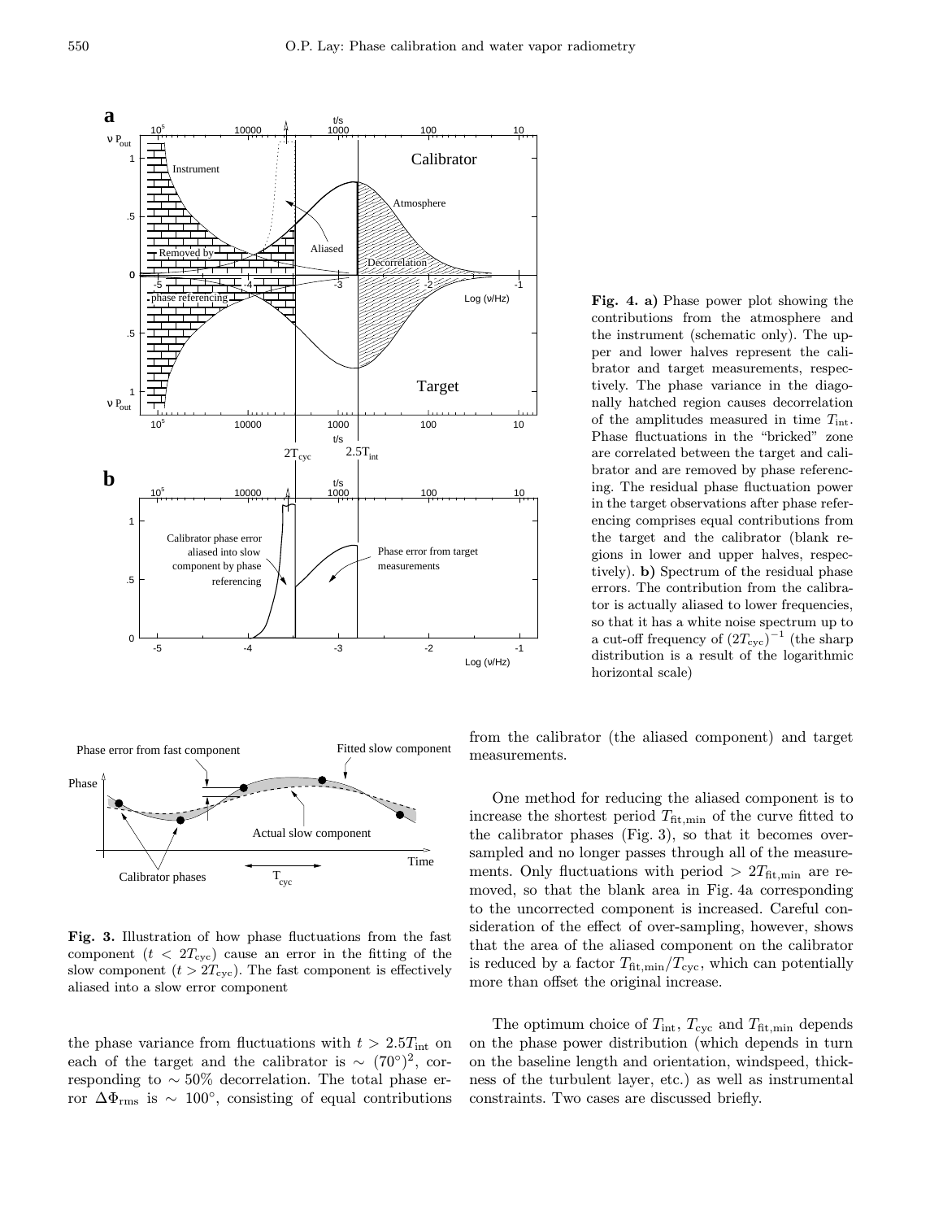**Fig. 4. a)** Phase power plot showing the contributions from the atmosphere and the instrument (schematic only). The upper and lower halves represent the calibrator and target measurements, respectively. The phase variance in the diagonally hatched region causes decorrelation of the amplitudes measured in time $T_{\rm int}$. Phase fluctuations in the "bricked" zone are correlated between the target and calibrator and are removed by phase referencing. The residual phase fluctuation power in the target observations after phase referencing comprises equal contributions from the target and the calibrator (blank regions in lower and upper halves, respectively). **b)** Spectrum of the residual phase errors. The contribution from the calibrator is actually aliased to lower frequencies, so that it has a white noise spectrum up to a cut-off frequency of $(2T_{\rm cyc})^{-1}$ (the sharp distribution is a result of the logarithmic horizontal scale)

**Fig. 3.** Illustration of how phase fluctuations from the fast component ($t < 2T_{\rm cyc}$) cause an error in the fitting of the slow component ($t > 2T_{\rm cyc}$). The fast component is effectively aliased into a slow error component

the phase variance from fluctuations with $t > 2.5T_{\rm int}$ on each of the target and the calibrator is $\sim (70^\circ)^2$, corresponding to $\sim 50\%$ decorrelation. The total phase error $\Delta\Phi_{\rm rms}$ is $\sim 100^\circ$, consisting of equal contributions from the calibrator (the aliased component) and target measurements.

One method for reducing the aliased component is to increase the shortest period $T_{\rm fit,min}$ of the curve fitted to the calibrator phases (Fig. 3), so that it becomes oversampled and no longer passes through all of the measurements. Only fluctuations with period $> 2T_{\rm fit,min}$ are removed, so that the blank area in Fig. 4a corresponding to the uncorrected component is increased. Careful consideration of the effect of over-sampling, however, shows that the area of the aliased component on the calibrator is reduced by a factor $T_{\rm fit,min}/T_{\rm cyc}$, which can potentially more than offset the original increase.

The optimum choice of $T_{\rm int}$, $T_{\rm cyc}$ and $T_{\rm fit,min}$ depends on the phase power distribution (which depends in turn on the baseline length and orientation, windspeed, thickness of the turbulent layer, etc.) as well as instrumental constraints. Two cases are discussed briefly.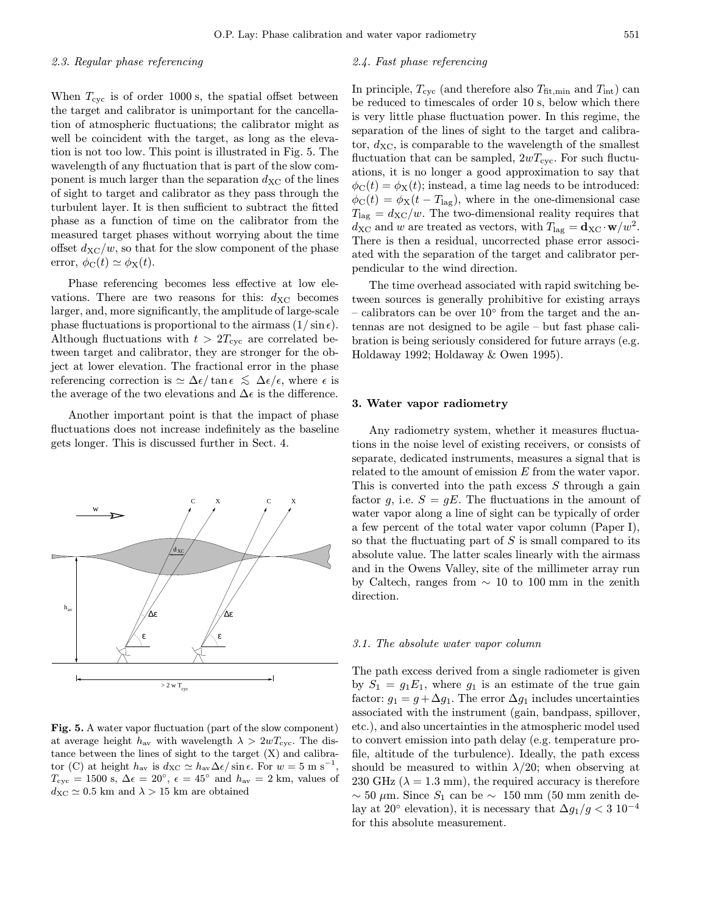### 2.3. Regular phase referencing

When $T_{\rm cyc}$ is of order 1000 s, the spatial offset between the target and calibrator is unimportant for the cancellation of atmospheric fluctuations; the calibrator might as well be coincident with the target, as long as the elevation is not too low. This point is illustrated in Fig. 5. The wavelength of any fluctuation that is part of the slow component is much larger than the separation $d_{\rm XC}$ of the lines of sight to target and calibrator as they pass through the turbulent layer. It is then sufficient to subtract the fitted phase as a function of time on the calibrator from the measured target phases without worrying about the time offset $d_{\rm XC}/w$, so that for the slow component of the phase error, $\phi_{\rm C}(t) \simeq \phi_{\rm X}(t)$.

Phase referencing becomes less effective at low elevations. There are two reasons for this: $d_{\rm XC}$ becomes larger, and, more significantly, the amplitude of large-scale phase fluctuations is proportional to the airmass $(1/\sin\epsilon)$. Although fluctuations with $t > 2T_{\rm cyc}$ are correlated between target and calibrator, they are stronger for the object at lower elevation. The fractional error in the phase referencing correction is $\simeq \Delta\epsilon/\tan\epsilon \lesssim \Delta\epsilon/\epsilon$, where $\epsilon$ is the average of the two elevations and $\Delta\epsilon$ is the difference.

Another important point is that the impact of phase fluctuations does not increase indefinitely as the baseline gets longer. This is discussed further in Sect. 4.

**Fig. 5.** A water vapor fluctuation (part of the slow component) at average height $h_{\rm av}$ with wavelength $\lambda > 2wT_{\rm cyc}$. The distance between the lines of sight to the target (X) and calibrator (C) at height $h_{\rm av}$ is $d_{\rm XC} \simeq h_{\rm av}\Delta\epsilon/\sin\epsilon$. For $w = 5$ m s$^{-1}$, $T_{\rm cyc} = 1500$ s, $\Delta\epsilon = 20^\circ$, $\epsilon = 45^\circ$ and $h_{\rm av} = 2$ km, values of $d_{\rm XC} \simeq 0.5$ km and $\lambda > 15$ km are obtained

### 2.4. Fast phase referencing

In principle, $T_{\rm cyc}$ (and therefore also $T_{\rm fit,min}$ and $T_{\rm int}$) can be reduced to timescales of order 10 s, below which there is very little phase fluctuation power. In this regime, the separation of the lines of sight to the target and calibrator, $d_{\rm XC}$, is comparable to the wavelength of the smallest fluctuation that can be sampled, $2wT_{\rm cyc}$. For such fluctuations, it is no longer a good approximation to say that $\phi_{\rm C}(t) = \phi_{\rm X}(t)$; instead, a time lag needs to be introduced: $\phi_{\rm C}(t) = \phi_{\rm X}(t - T_{\rm lag})$, where in the one-dimensional case $T_{\rm lag} = d_{\rm XC}/w$. The two-dimensional reality requires that $d_{\rm XC}$ and $w$ are treated as vectors, with $T_{\rm lag} = \mathbf{d}_{\rm XC}\cdot\mathbf{w}/w^2$. There is then a residual, uncorrected phase error associated with the separation of the target and calibrator perpendicular to the wind direction.

The time overhead associated with rapid switching between sources is generally prohibitive for existing arrays – calibrators can be over $10^\circ$ from the target and the antennas are not designed to be agile – but fast phase calibration is being seriously considered for future arrays (e.g. Holdaway 1992; Holdaway & Owen 1995).

## 3. Water vapor radiometry

Any radiometry system, whether it measures fluctuations in the noise level of existing receivers, or consists of separate, dedicated instruments, measures a signal that is related to the amount of emission $E$ from the water vapor. This is converted into the path excess $S$ through a gain factor $g$, i.e. $S = gE$. The fluctuations in the amount of water vapor along a line of sight can be typically of order a few percent of the total water vapor column (Paper I), so that the fluctuating part of $S$ is small compared to its absolute value. The latter scales linearly with the airmass and in the Owens Valley, site of the millimeter array run by Caltech, ranges from $\sim$ 10 to 100 mm in the zenith direction.

### 3.1. The absolute water vapor column

The path excess derived from a single radiometer is given by $S_1 = g_1E_1$, where $g_1$ is an estimate of the true gain factor: $g_1 = g + \Delta g_1$. The error $\Delta g_1$ includes uncertainties associated with the instrument (gain, bandpass, spillover, etc.), and also uncertainties in the atmospheric model used to convert emission into path delay (e.g. temperature profile, altitude of the turbulence). Ideally, the path excess should be measured to within $\lambda/20$; when observing at 230 GHz ($\lambda = 1.3$ mm), the required accuracy is therefore $\sim 50$ $\mu$m. Since $S_1$ can be $\sim$ 150 mm (50 mm zenith delay at $20^\circ$ elevation), it is necessary that $\Delta g_1/g < 3\ 10^{-4}$ for this absolute measurement.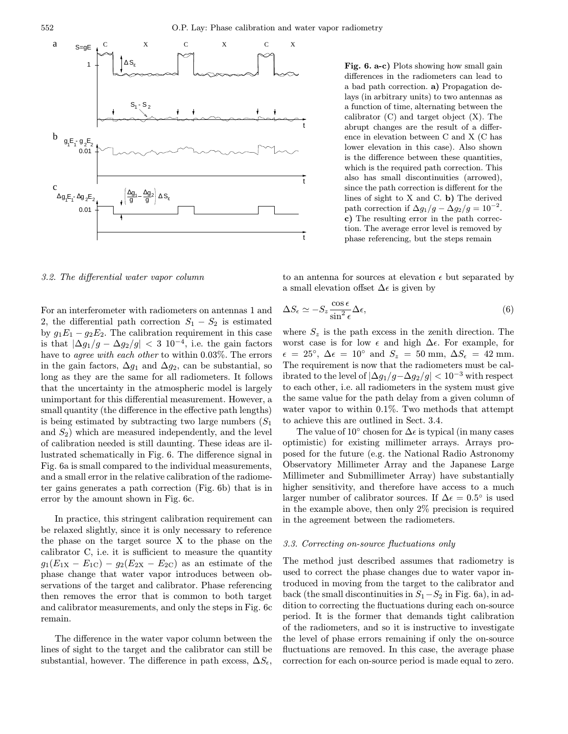Fig. 6. a-c) Plots showing how small gain differences in the radiometers can lead to a bad path correction. **a)** Propagation delays (in arbitrary units) to two antennas as a function of time, alternating between the calibrator (C) and target object (X). The abrupt changes are the result of a difference in elevation between C and X (C has lower elevation in this case). Also shown is the difference between these quantities, which is the required path correction. This also has small discontinuities (arrowed), since the path correction is different for the lines of sight to X and C. **b)** The derived path correction if $\Delta g_1/g - \Delta g_2/g = 10^{-2}$. **c)** The resulting error in the path correction. The average error level is removed by phase referencing, but the steps remain

### *3.2. The differential water vapor column*

For an interferometer with radiometers on antennas 1 and 2, the differential path correction $S_1 - S_2$ is estimated by $g_1 E_1 - g_2 E_2$. The calibration requirement in this case is that $|\Delta g_1/g - \Delta g_2/g| < 3\ 10^{-4}$, i.e. the gain factors have to *agree with each other* to within 0.03%. The errors in the gain factors, $\Delta g_1$ and $\Delta g_2$, can be substantial, so long as they are the same for all radiometers. It follows that the uncertainty in the atmospheric model is largely unimportant for this differential measurement. However, a small quantity (the difference in the effective path lengths) is being estimated by subtracting two large numbers ($S_1$ and $S_2$) which are measured independently, and the level of calibration needed is still daunting. These ideas are illustrated schematically in Fig. 6. The difference signal in Fig. 6a is small compared to the individual measurements, and a small error in the relative calibration of the radiometer gains generates a path correction (Fig. 6b) that is in error by the amount shown in Fig. 6c.

In practice, this stringent calibration requirement can be relaxed slightly, since it is only necessary to reference the phase on the target source X to the phase on the calibrator C, i.e. it is sufficient to measure the quantity $g_1(E_{1\mathrm{X}} - E_{1\mathrm{C}}) - g_2(E_{2\mathrm{X}} - E_{2\mathrm{C}})$ as an estimate of the phase change that water vapor introduces between observations of the target and calibrator. Phase referencing then removes the error that is common to both target and calibrator measurements, and only the steps in Fig. 6c remain.

The difference in the water vapor column between the lines of sight to the target and the calibrator can still be substantial, however. The difference in path excess, $\Delta S_\epsilon$, to an antenna for sources at elevation $\epsilon$ but separated by a small elevation offset $\Delta\epsilon$ is given by

$$\Delta S_\epsilon \simeq -S_z \frac{\cos\epsilon}{\sin^2\epsilon}\Delta\epsilon, \tag{6}$$

where $S_z$ is the path excess in the zenith direction. The worst case is for low $\epsilon$ and high $\Delta\epsilon$. For example, for $\epsilon = 25^\circ$, $\Delta\epsilon = 10^\circ$ and $S_z = 50$ mm, $\Delta S_\epsilon = 42$ mm. The requirement is now that the radiometers must be calibrated to the level of $|\Delta g_1/g - \Delta g_2/g| < 10^{-3}$ with respect to each other, i.e. all radiometers in the system must give the same value for the path delay from a given column of water vapor to within 0.1%. Two methods that attempt to achieve this are outlined in Sect. 3.4.

The value of $10^\circ$ chosen for $\Delta\epsilon$ is typical (in many cases optimistic) for existing millimeter arrays. Arrays proposed for the future (e.g. the National Radio Astronomy Observatory Millimeter Array and the Japanese Large Millimeter and Submillimeter Array) have substantially higher sensitivity, and therefore have access to a much larger number of calibrator sources. If $\Delta\epsilon = 0.5^\circ$ is used in the example above, then only 2% precision is required in the agreement between the radiometers.

### *3.3. Correcting on-source fluctuations only*

The method just described assumes that radiometry is used to correct the phase changes due to water vapor introduced in moving from the target to the calibrator and back (the small discontinuities in $S_1 - S_2$ in Fig. 6a), in addition to correcting the fluctuations during each on-source period. It is the former that demands tight calibration of the radiometers, and so it is instructive to investigate the level of phase errors remaining if only the on-source fluctuations are removed. In this case, the average phase correction for each on-source period is made equal to zero.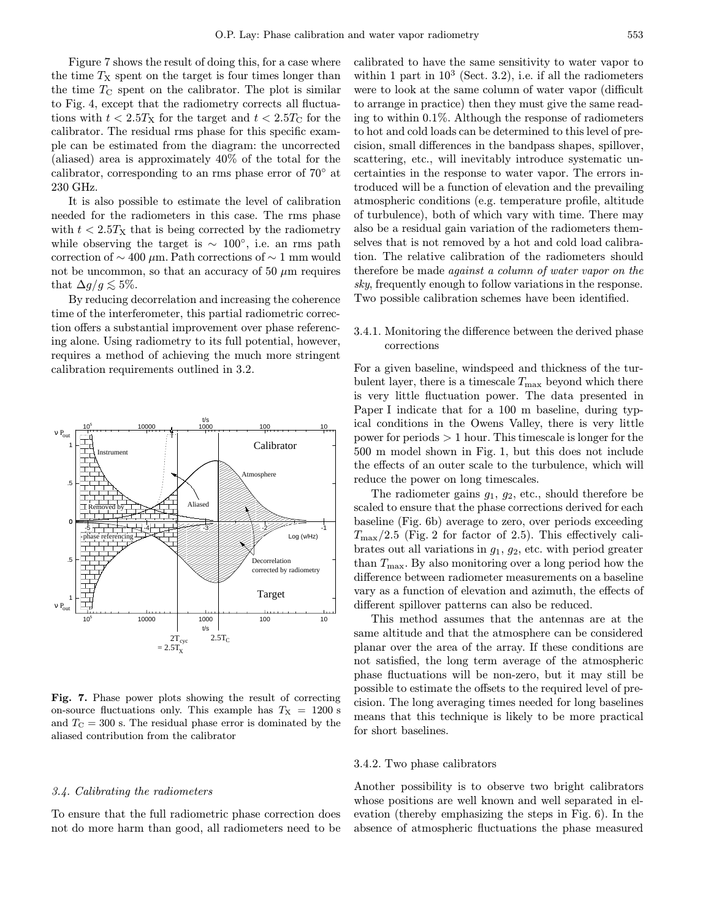Figure 7 shows the result of doing this, for a case where the time $T_X$ spent on the target is four times longer than the time $T_C$ spent on the calibrator. The plot is similar to Fig. 4, except that the radiometry corrects all fluctuations with $t < 2.5T_X$ for the target and $t < 2.5T_C$ for the calibrator. The residual rms phase for this specific example can be estimated from the diagram: the uncorrected (aliased) area is approximately 40% of the total for the calibrator, corresponding to an rms phase error of 70° at 230 GHz.

It is also possible to estimate the level of calibration needed for the radiometers in this case. The rms phase with $t < 2.5T_X$ that is being corrected by the radiometry while observing the target is $\sim$ 100°, i.e. an rms path correction of $\sim 400\ \mu$m. Path corrections of $\sim$ 1 mm would not be uncommon, so that an accuracy of 50 $\mu$m requires that $\Delta g/g \lesssim 5\%$.

By reducing decorrelation and increasing the coherence time of the interferometer, this partial radiometric correction offers a substantial improvement over phase referencing alone. Using radiometry to its full potential, however, requires a method of achieving the much more stringent calibration requirements outlined in 3.2.

**Fig. 7.** Phase power plots showing the result of correcting on-source fluctuations only. This example has $T_X$ = 1200 s and $T_C$ = 300 s. The residual phase error is dominated by the aliased contribution from the calibrator

### 3.4. Calibrating the radiometers

To ensure that the full radiometric phase correction does not do more harm than good, all radiometers need to be calibrated to have the same sensitivity to water vapor to within 1 part in $10^3$ (Sect. 3.2), i.e. if all the radiometers were to look at the same column of water vapor (difficult to arrange in practice) then they must give the same reading to within 0.1%. Although the response of radiometers to hot and cold loads can be determined to this level of precision, small differences in the bandpass shapes, spillover, scattering, etc., will inevitably introduce systematic uncertainties in the response to water vapor. The errors introduced will be a function of elevation and the prevailing atmospheric conditions (e.g. temperature profile, altitude of turbulence), both of which vary with time. There may also be a residual gain variation of the radiometers themselves that is not removed by a hot and cold load calibration. The relative calibration of the radiometers should therefore be made *against a column of water vapor on the sky*, frequently enough to follow variations in the response. Two possible calibration schemes have been identified.

#### 3.4.1. Monitoring the difference between the derived phase corrections

For a given baseline, windspeed and thickness of the turbulent layer, there is a timescale $T_{\max}$ beyond which there is very little fluctuation power. The data presented in Paper I indicate that for a 100 m baseline, during typical conditions in the Owens Valley, there is very little power for periods > 1 hour. This timescale is longer for the 500 m model shown in Fig. 1, but this does not include the effects of an outer scale to the turbulence, which will reduce the power on long timescales.

The radiometer gains $g_1$, $g_2$, etc., should therefore be scaled to ensure that the phase corrections derived for each baseline (Fig. 6b) average to zero, over periods exceeding $T_{\max}/2.5$ (Fig. 2 for factor of 2.5). This effectively calibrates out all variations in $g_1$, $g_2$, etc. with period greater than $T_{\max}$. By also monitoring over a long period how the difference between radiometer measurements on a baseline vary as a function of elevation and azimuth, the effects of different spillover patterns can also be reduced.

This method assumes that the antennas are at the same altitude and that the atmosphere can be considered planar over the area of the array. If these conditions are not satisfied, the long term average of the atmospheric phase fluctuations will be non-zero, but it may still be possible to estimate the offsets to the required level of precision. The long averaging times needed for long baselines means that this technique is likely to be more practical for short baselines.

#### 3.4.2. Two phase calibrators

Another possibility is to observe two bright calibrators whose positions are well known and well separated in elevation (thereby emphasizing the steps in Fig. 6). In the absence of atmospheric fluctuations the phase measured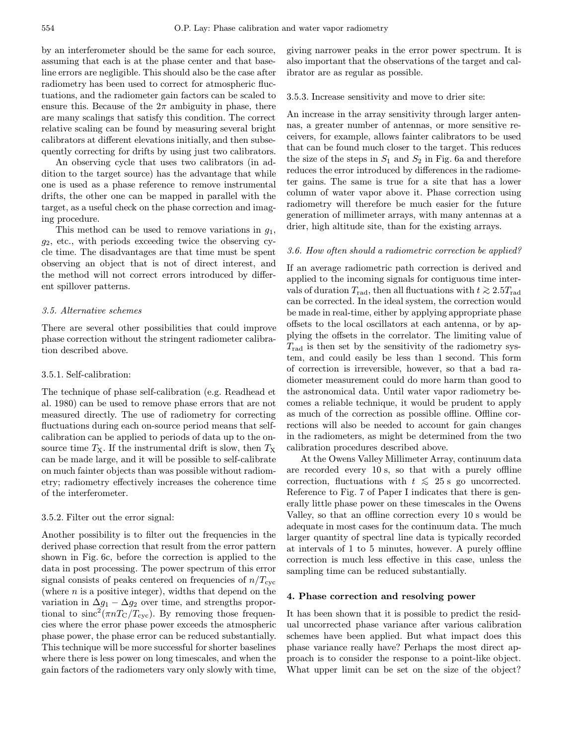by an interferometer should be the same for each source, assuming that each is at the phase center and that baseline errors are negligible. This should also be the case after radiometry has been used to correct for atmospheric fluctuations, and the radiometer gain factors can be scaled to ensure this. Because of the $2\pi$ ambiguity in phase, there are many scalings that satisfy this condition. The correct relative scaling can be found by measuring several bright calibrators at different elevations initially, and then subsequently correcting for drifts by using just two calibrators.

An observing cycle that uses two calibrators (in addition to the target source) has the advantage that while one is used as a phase reference to remove instrumental drifts, the other one can be mapped in parallel with the target, as a useful check on the phase correction and imaging procedure.

This method can be used to remove variations in $g_1$, $g_2$, etc., with periods exceeding twice the observing cycle time. The disadvantages are that time must be spent observing an object that is not of direct interest, and the method will not correct errors introduced by different spillover patterns.

### *3.5. Alternative schemes*

There are several other possibilities that could improve phase correction without the stringent radiometer calibration described above.

#### 3.5.1. Self-calibration:

The technique of phase self-calibration (e.g. Readhead et al. 1980) can be used to remove phase errors that are not measured directly. The use of radiometry for correcting fluctuations during each on-source period means that self-calibration can be applied to periods of data up to the on-source time $T_X$. If the instrumental drift is slow, then $T_X$ can be made large, and it will be possible to self-calibrate on much fainter objects than was possible without radiometry; radiometry effectively increases the coherence time of the interferometer.

#### 3.5.2. Filter out the error signal:

Another possibility is to filter out the frequencies in the derived phase correction that result from the error pattern shown in Fig. 6c, before the correction is applied to the data in post processing. The power spectrum of this error signal consists of peaks centered on frequencies of $n/T_{\rm cyc}$ (where $n$ is a positive integer), widths that depend on the variation in $\Delta g_1 - \Delta g_2$ over time, and strengths proportional to $\mathrm{sinc}^2(\pi n T_C/T_{\rm cyc})$. By removing those frequencies where the error phase power exceeds the atmospheric phase power, the phase error can be reduced substantially. This technique will be more successful for shorter baselines where there is less power on long timescales, and when the gain factors of the radiometers vary only slowly with time, giving narrower peaks in the error power spectrum. It is also important that the observations of the target and calibrator are as regular as possible.

#### 3.5.3. Increase sensitivity and move to drier site:

An increase in the array sensitivity through larger antennas, a greater number of antennas, or more sensitive receivers, for example, allows fainter calibrators to be used that can be found much closer to the target. This reduces the size of the steps in $S_1$ and $S_2$ in Fig. 6a and therefore reduces the error introduced by differences in the radiometer gains. The same is true for a site that has a lower column of water vapor above it. Phase correction using radiometry will therefore be much easier for the future generation of millimeter arrays, with many antennas at a drier, high altitude site, than for the existing arrays.

### *3.6. How often should a radiometric correction be applied?*

If an average radiometric path correction is derived and applied to the incoming signals for contiguous time intervals of duration $T_{\rm rad}$, then all fluctuations with $t \gtrsim 2.5 T_{\rm rad}$ can be corrected. In the ideal system, the correction would be made in real-time, either by applying appropriate phase offsets to the local oscillators at each antenna, or by applying the offsets in the correlator. The limiting value of $T_{\rm rad}$ is then set by the sensitivity of the radiometry system, and could easily be less than 1 second. This form of correction is irreversible, however, so that a bad radiometer measurement could do more harm than good to the astronomical data. Until water vapor radiometry becomes a reliable technique, it would be prudent to apply as much of the correction as possible offline. Offline corrections will also be needed to account for gain changes in the radiometers, as might be determined from the two calibration procedures described above.

At the Owens Valley Millimeter Array, continuum data are recorded every 10 s, so that with a purely offline correction, fluctuations with $t \lesssim 25$ s go uncorrected. Reference to Fig. 7 of Paper I indicates that there is generally little phase power on these timescales in the Owens Valley, so that an offline correction every 10 s would be adequate in most cases for the continuum data. The much larger quantity of spectral line data is typically recorded at intervals of 1 to 5 minutes, however. A purely offline correction is much less effective in this case, unless the sampling time can be reduced substantially.

## 4. Phase correction and resolving power

It has been shown that it is possible to predict the residual uncorrected phase variance after various calibration schemes have been applied. But what impact does this phase variance really have? Perhaps the most direct approach is to consider the response to a point-like object. What upper limit can be set on the size of the object?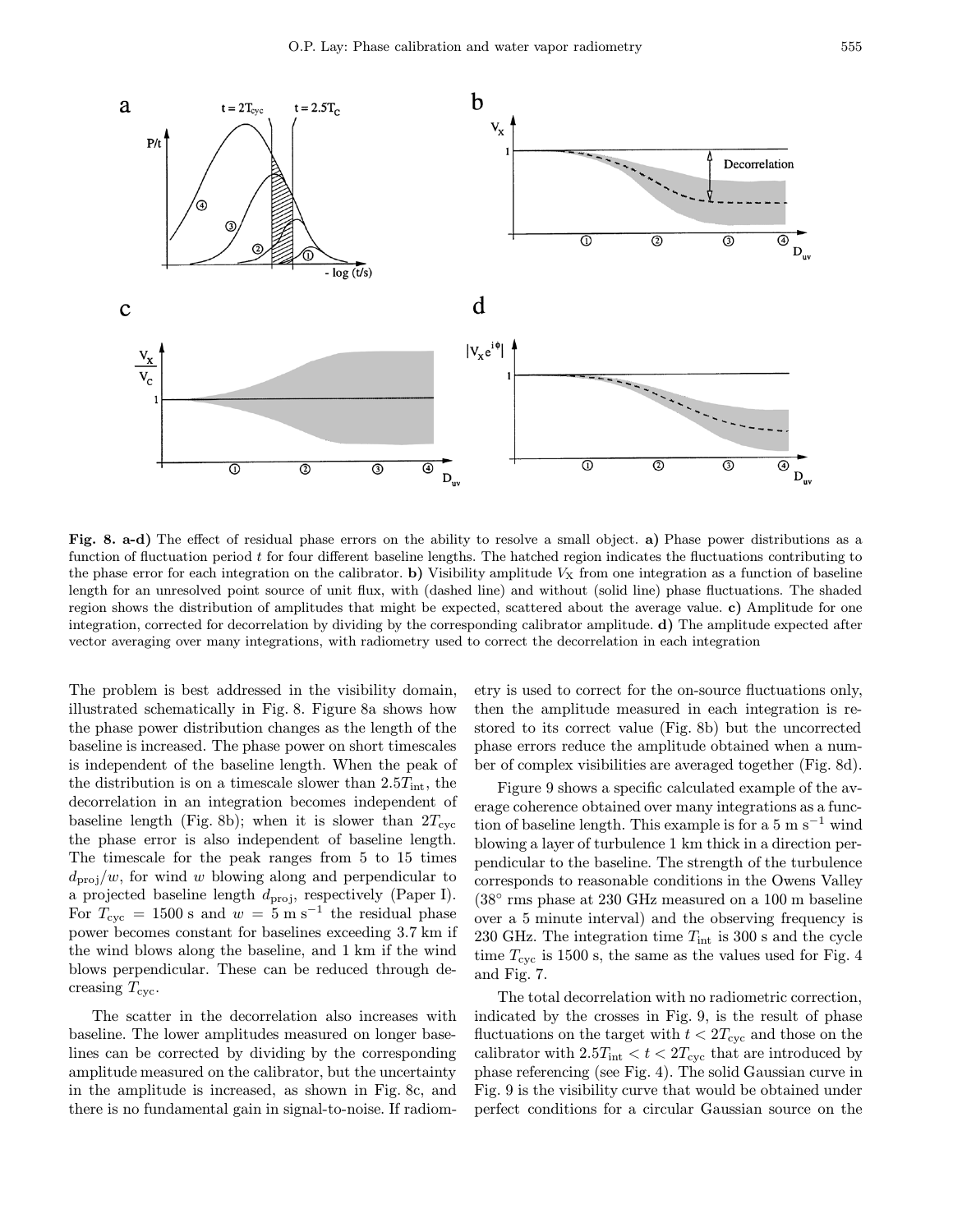**Fig. 8. a-d)** The effect of residual phase errors on the ability to resolve a small object. **a)** Phase power distributions as a function of fluctuation period $t$ for four different baseline lengths. The hatched region indicates the fluctuations contributing to the phase error for each integration on the calibrator. **b)** Visibility amplitude $V_X$ from one integration as a function of baseline length for an unresolved point source of unit flux, with (dashed line) and without (solid line) phase fluctuations. The shaded region shows the distribution of amplitudes that might be expected, scattered about the average value. **c)** Amplitude for one integration, corrected for decorrelation by dividing by the corresponding calibrator amplitude. **d)** The amplitude expected after vector averaging over many integrations, with radiometry used to correct the decorrelation in each integration

The problem is best addressed in the visibility domain, illustrated schematically in Fig. 8. Figure 8a shows how the phase power distribution changes as the length of the baseline is increased. The phase power on short timescales is independent of the baseline length. When the peak of the distribution is on a timescale slower than $2.5T_{\rm int}$, the decorrelation in an integration becomes independent of baseline length (Fig. 8b); when it is slower than $2T_{\rm cyc}$ the phase error is also independent of baseline length. The timescale for the peak ranges from 5 to 15 times $d_{\rm proj}/w$, for wind $w$ blowing along and perpendicular to a projected baseline length $d_{\rm proj}$, respectively (Paper I). For $T_{\rm cyc} = 1500$ s and $w = 5$ m s$^{-1}$ the residual phase power becomes constant for baselines exceeding 3.7 km if the wind blows along the baseline, and 1 km if the wind blows perpendicular. These can be reduced through decreasing $T_{\rm cyc}$.

The scatter in the decorrelation also increases with baseline. The lower amplitudes measured on longer baselines can be corrected by dividing by the corresponding amplitude measured on the calibrator, but the uncertainty in the amplitude is increased, as shown in Fig. 8c, and there is no fundamental gain in signal-to-noise. If radiometry is used to correct for the on-source fluctuations only, then the amplitude measured in each integration is restored to its correct value (Fig. 8b) but the uncorrected phase errors reduce the amplitude obtained when a number of complex visibilities are averaged together (Fig. 8d).

Figure 9 shows a specific calculated example of the average coherence obtained over many integrations as a function of baseline length. This example is for a 5 m s$^{-1}$ wind blowing a layer of turbulence 1 km thick in a direction perpendicular to the baseline. The strength of the turbulence corresponds to reasonable conditions in the Owens Valley (38° rms phase at 230 GHz measured on a 100 m baseline over a 5 minute interval) and the observing frequency is 230 GHz. The integration time $T_{\rm int}$ is 300 s and the cycle time $T_{\rm cyc}$ is 1500 s, the same as the values used for Fig. 4 and Fig. 7.

The total decorrelation with no radiometric correction, indicated by the crosses in Fig. 9, is the result of phase fluctuations on the target with $t < 2T_{\rm cyc}$ and those on the calibrator with $2.5T_{\rm int} < t < 2T_{\rm cyc}$ that are introduced by phase referencing (see Fig. 4). The solid Gaussian curve in Fig. 9 is the visibility curve that would be obtained under perfect conditions for a circular Gaussian source on the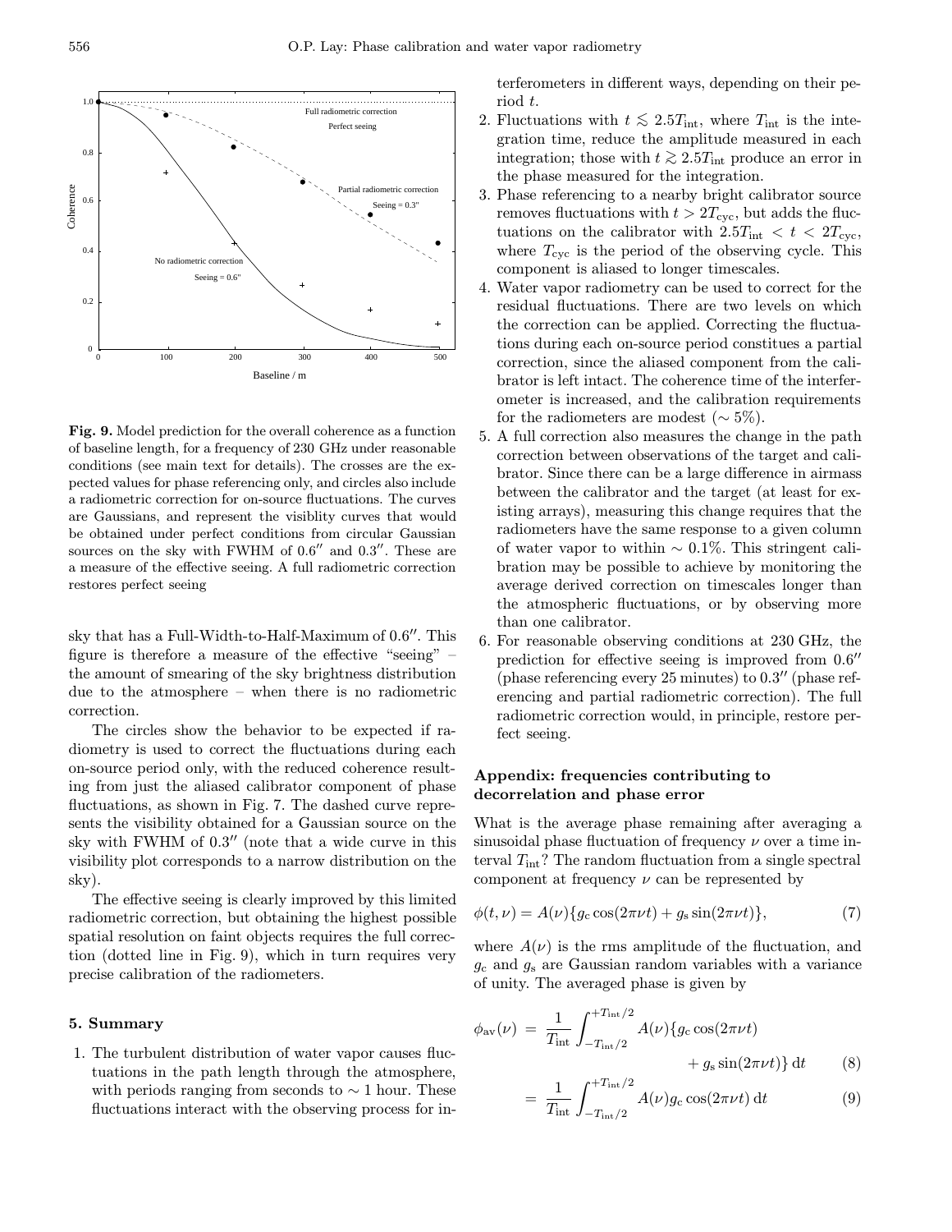**Fig. 9.** Model prediction for the overall coherence as a function of baseline length, for a frequency of 230 GHz under reasonable conditions (see main text for details). The crosses are the expected values for phase referencing only, and circles also include a radiometric correction for on-source fluctuations. The curves are Gaussians, and represent the visiblity curves that would be obtained under perfect conditions from circular Gaussian sources on the sky with FWHM of 0.6″ and 0.3″. These are a measure of the effective seeing. A full radiometric correction restores perfect seeing

sky that has a Full-Width-to-Half-Maximum of 0.6″. This figure is therefore a measure of the effective "seeing" – the amount of smearing of the sky brightness distribution due to the atmosphere – when there is no radiometric correction.

The circles show the behavior to be expected if radiometry is used to correct the fluctuations during each on-source period only, with the reduced coherence resulting from just the aliased calibrator component of phase fluctuations, as shown in Fig. 7. The dashed curve represents the visibility obtained for a Gaussian source on the sky with FWHM of 0.3″ (note that a wide curve in this visibility plot corresponds to a narrow distribution on the sky).

The effective seeing is clearly improved by this limited radiometric correction, but obtaining the highest possible spatial resolution on faint objects requires the full correction (dotted line in Fig. 9), which in turn requires very precise calibration of the radiometers.

## 5. Summary

1. The turbulent distribution of water vapor causes fluctuations in the path length through the atmosphere, with periods ranging from seconds to $\sim 1$ hour. These fluctuations interact with the observing process for interferometers in different ways, depending on their period $t$.
2. Fluctuations with $t \lesssim 2.5 T_{\rm int}$, where $T_{\rm int}$ is the integration time, reduce the amplitude measured in each integration; those with $t \gtrsim 2.5 T_{\rm int}$ produce an error in the phase measured for the integration.
3. Phase referencing to a nearby bright calibrator source removes fluctuations with $t > 2 T_{\rm cyc}$, but adds the fluctuations on the calibrator with $2.5 T_{\rm int} < t < 2 T_{\rm cyc}$, where $T_{\rm cyc}$ is the period of the observing cycle. This component is aliased to longer timescales.
4. Water vapor radiometry can be used to correct for the residual fluctuations. There are two levels on which the correction can be applied. Correcting the fluctuations during each on-source period constitues a partial correction, since the aliased component from the calibrator is left intact. The coherence time of the interferometer is increased, and the calibration requirements for the radiometers are modest ($\sim 5\%$).
5. A full correction also measures the change in the path correction between observations of the target and calibrator. Since there can be a large difference in airmass between the calibrator and the target (at least for existing arrays), measuring this change requires that the radiometers have the same response to a given column of water vapor to within $\sim 0.1\%$. This stringent calibration may be possible to achieve by monitoring the average derived correction on timescales longer than the atmospheric fluctuations, or by observing more than one calibrator.
6. For reasonable observing conditions at 230 GHz, the prediction for effective seeing is improved from 0.6″ (phase referencing every 25 minutes) to 0.3″ (phase referencing and partial radiometric correction). The full radiometric correction would, in principle, restore perfect seeing.

## Appendix: frequencies contributing to decorrelation and phase error

What is the average phase remaining after averaging a sinusoidal phase fluctuation of frequency $\nu$ over a time interval $T_{\rm int}$? The random fluctuation from a single spectral component at frequency $\nu$ can be represented by

$$\phi(t, \nu) = A(\nu)\{g_{\rm c}\cos(2\pi\nu t) + g_{\rm s}\sin(2\pi\nu t)\}, \quad (7)$$

where $A(\nu)$ is the rms amplitude of the fluctuation, and $g_{\rm c}$ and $g_{\rm s}$ are Gaussian random variables with a variance of unity. The averaged phase is given by

$$\phi_{\rm av}(\nu) = \frac{1}{T_{\rm int}} \int_{-T_{\rm int}/2}^{+T_{\rm int}/2} A(\nu)\{g_{\rm c}\cos(2\pi\nu t) + g_{\rm s}\sin(2\pi\nu t)\}\,{\rm d}t \quad (8)$$

$$= \frac{1}{T_{\rm int}} \int_{-T_{\rm int}/2}^{+T_{\rm int}/2} A(\nu) g_{\rm c}\cos(2\pi\nu t)\,{\rm d}t \quad (9)$$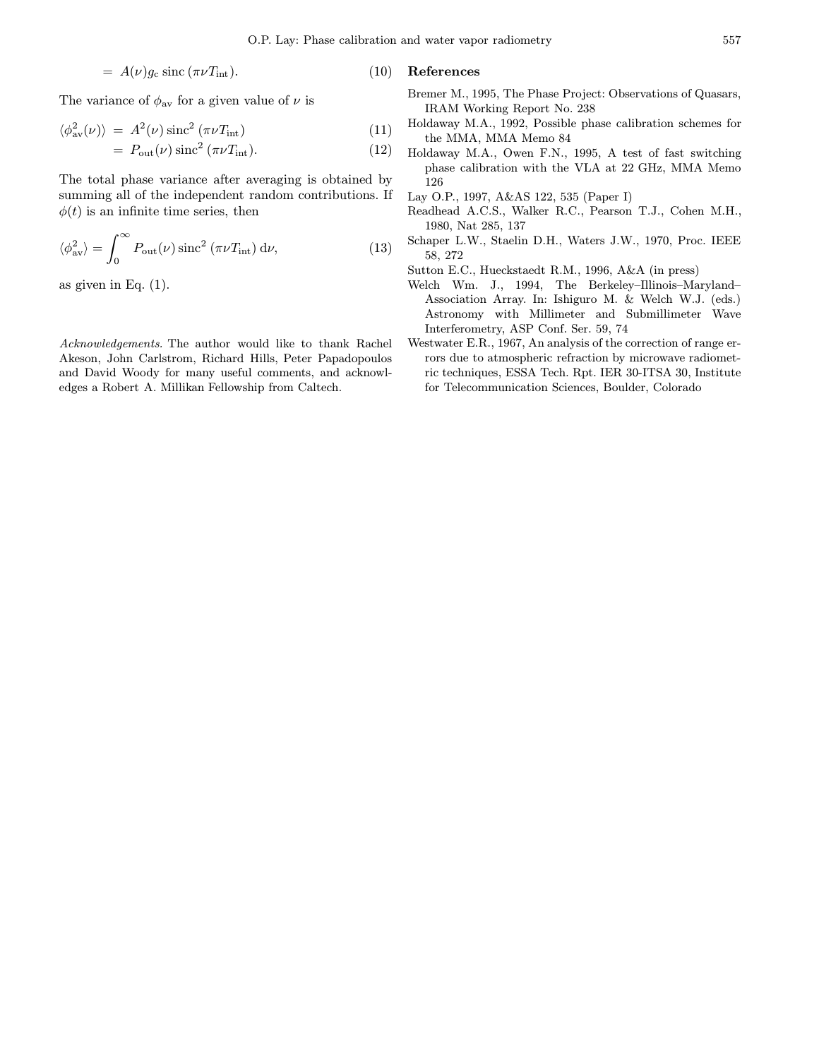$$= A(\nu) g_c \,\mathrm{sinc}\,(\pi \nu T_{\mathrm{int}}). \tag{10}$$

The variance of $\phi_{\mathrm{av}}$ for a given value of $\nu$ is

$$\langle \phi_{\mathrm{av}}^2(\nu) \rangle = A^2(\nu)\,\mathrm{sinc}^2\,(\pi \nu T_{\mathrm{int}}) \tag{11}$$

$$= P_{\mathrm{out}}(\nu)\,\mathrm{sinc}^2\,(\pi \nu T_{\mathrm{int}}). \tag{12}$$

The total phase variance after averaging is obtained by summing all of the independent random contributions. If $\phi(t)$ is an infinite time series, then

$$\langle \phi_{\mathrm{av}}^2 \rangle = \int_0^{\infty} P_{\mathrm{out}}(\nu)\,\mathrm{sinc}^2\,(\pi \nu T_{\mathrm{int}})\,\mathrm{d}\nu, \tag{13}$$

as given in Eq. (1).

*Acknowledgements.* The author would like to thank Rachel Akeson, John Carlstrom, Richard Hills, Peter Papadopoulos and David Woody for many useful comments, and acknowledges a Robert A. Millikan Fellowship from Caltech.

## References

Bremer M., 1995, The Phase Project: Observations of Quasars, IRAM Working Report No. 238

Holdaway M.A., 1992, Possible phase calibration schemes for the MMA, MMA Memo 84

Holdaway M.A., Owen F.N., 1995, A test of fast switching phase calibration with the VLA at 22 GHz, MMA Memo 126

Lay O.P., 1997, A&AS 122, 535 (Paper I)

Readhead A.C.S., Walker R.C., Pearson T.J., Cohen M.H., 1980, Nat 285, 137

Schaper L.W., Staelin D.H., Waters J.W., 1970, Proc. IEEE 58, 272

Sutton E.C., Hueckstaedt R.M., 1996, A&A (in press)

Welch Wm. J., 1994, The Berkeley–Illinois–Maryland–Association Array. In: Ishiguro M. & Welch W.J. (eds.) Astronomy with Millimeter and Submillimeter Wave Interferometry, ASP Conf. Ser. 59, 74

Westwater E.R., 1967, An analysis of the correction of range errors due to atmospheric refraction by microwave radiometric techniques, ESSA Tech. Rpt. IER 30-ITSA 30, Institute for Telecommunication Sciences, Boulder, Colorado